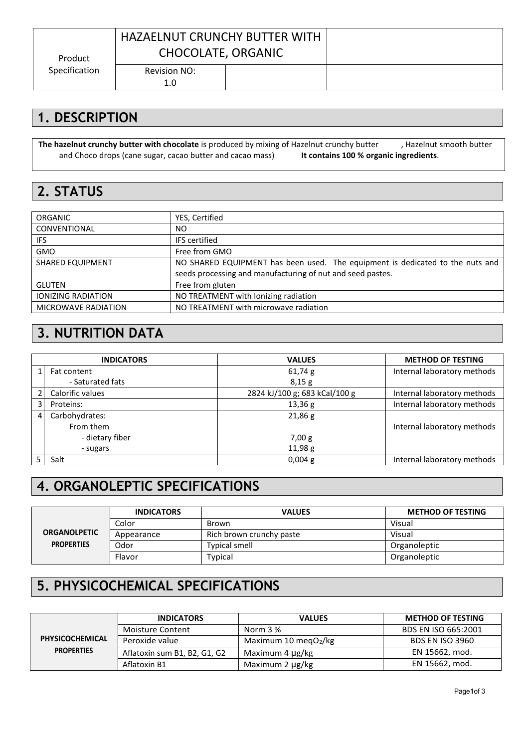| Product Specification | HAZAELNUT CRUNCHY BUTTER WITH CHOCOLATE, ORGANIC | | |
|---|---|---|---|
| | Revision NO: 1.0 | | |

## 1. DESCRIPTION

**The hazelnut crunchy butter with chocolate** is produced by mixing of Hazelnut crunchy butter , Hazelnut smooth butter and Choco drops (cane sugar, cacao butter and cacao mass) **It contains 100 % organic ingredients**.

## 2. STATUS

| | |
|---|---|
| ORGANIC | YES, Certified |
| CONVENTIONAL | NO |
| IFS | IFS certified |
| GMO | Free from GMO |
| SHARED EQUIPMENT | NO SHARED EQUIPMENT has been used. The equipment is dedicated to the nuts and seeds processing and manufacturing of nut and seed pastes. |
| GLUTEN | Free from gluten |
| IONIZING RADIATION | NO TREATMENT with Ionizing radiation |
| MICROWAVE RADIATION | NO TREATMENT with microwave radiation |

## 3. NUTRITION DATA

| | INDICATORS | VALUES | METHOD OF TESTING |
|---|---|---|---|
| 1 | Fat content<br>- Saturated fats | 61,74 g<br>8,15 g | Internal laboratory methods |
| 2 | Calorific values | 2824 kJ/100 g; 683 kCal/100 g | Internal laboratory methods |
| 3 | Proteins: | 13,36 g | Internal laboratory methods |
| 4 | Carbohydrates:<br>From them<br>- dietary fiber<br>- sugars | 21,86 g<br><br>7,00 g<br>11,98 g | Internal laboratory methods |
| 5 | Salt | 0,004 g | Internal laboratory methods |

## 4. ORGANOLEPTIC SPECIFICATIONS

| | INDICATORS | VALUES | METHOD OF TESTING |
|---|---|---|---|
| **ORGANOLPETIC PROPERTIES** | Color | Brown | Visual |
| | Appearance | Rich brown crunchy paste | Visual |
| | Odor | Typical smell | Organoleptic |
| | Flavor | Typical | Organoleptic |

## 5. PHYSICOCHEMICAL SPECIFICATIONS

| | INDICATORS | VALUES | METHOD OF TESTING |
|---|---|---|---|
| **PHYSICOCHEMICAL PROPERTIES** | Moisture Content | Norm 3 % | BDS EN ISO 665:2001 |
| | Peroxide value | Maximum 10 meq$O_2$/kg | BDS EN ISO 3960 |
| | Aflatoxin sum B1, B2, G1, G2 | Maximum 4 μg/kg | EN 15662, mod. |
| | Aflatoxin B1 | Maximum 2 μg/kg | EN 15662, mod. |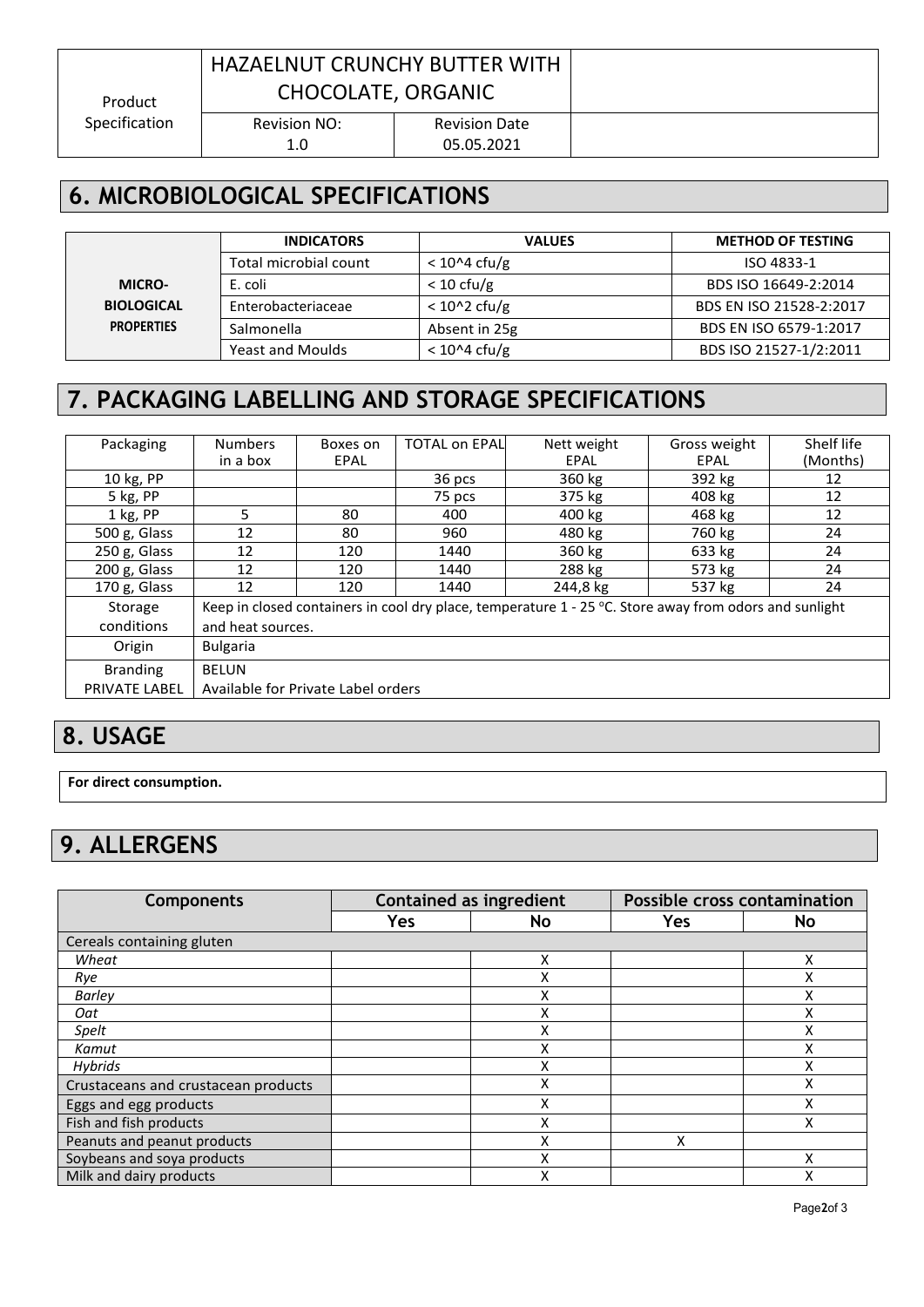## 6. MICROBIOLOGICAL SPECIFICATIONS

| | INDICATORS | VALUES | METHOD OF TESTING |
|---|---|---|---|
| MICRO-BIOLOGICAL PROPERTIES | Total microbial count | $< 10^4$ cfu/g | ISO 4833-1 |
| | E. coli | < 10 cfu/g | BDS ISO 16649-2:2014 |
| | Enterobacteriaceae | $< 10^2$ cfu/g | BDS EN ISO 21528-2:2017 |
| | Salmonella | Absent in 25g | BDS EN ISO 6579-1:2017 |
| | Yeast and Moulds | $< 10^4$ cfu/g | BDS ISO 21527-1/2:2011 |

## 7. PACKAGING LABELLING AND STORAGE SPECIFICATIONS

| Packaging | Numbers in a box | Boxes on EPAL | TOTAL on EPAL | Nett weight EPAL | Gross weight EPAL | Shelf life (Months) |
|---|---|---|---|---|---|---|
| 10 kg, PP | | | 36 pcs | 360 kg | 392 kg | 12 |
| 5 kg, PP | | | 75 pcs | 375 kg | 408 kg | 12 |
| 1 kg, PP | 5 | 80 | 400 | 400 kg | 468 kg | 12 |
| 500 g, Glass | 12 | 80 | 960 | 480 kg | 760 kg | 24 |
| 250 g, Glass | 12 | 120 | 1440 | 360 kg | 633 kg | 24 |
| 200 g, Glass | 12 | 120 | 1440 | 288 kg | 573 kg | 24 |
| 170 g, Glass | 12 | 120 | 1440 | 244,8 kg | 537 kg | 24 |
| Storage conditions | Keep in closed containers in cool dry place, temperature 1 - 25 °C. Store away from odors and sunlight and heat sources. | | | | | |
| Origin | Bulgaria | | | | | |
| Branding PRIVATE LABEL | BELUN Available for Private Label orders | | | | | |

## 8. USAGE

**For direct consumption.**

## 9. ALLERGENS

| Components | Contained as ingredient | | Possible cross contamination | |
|---|---|---|---|---|
| | Yes | No | Yes | No |
| Cereals containing gluten | | | | |
| *Wheat* | | X | | X |
| *Rye* | | X | | X |
| *Barley* | | X | | X |
| *Oat* | | X | | X |
| *Spelt* | | X | | X |
| *Kamut* | | X | | X |
| *Hybrids* | | X | | X |
| Crustaceans and crustacean products | | X | | X |
| Eggs and egg products | | X | | X |
| Fish and fish products | | X | | X |
| Peanuts and peanut products | | X | X | |
| Soybeans and soya products | | X | | X |
| Milk and dairy products | | X | | X |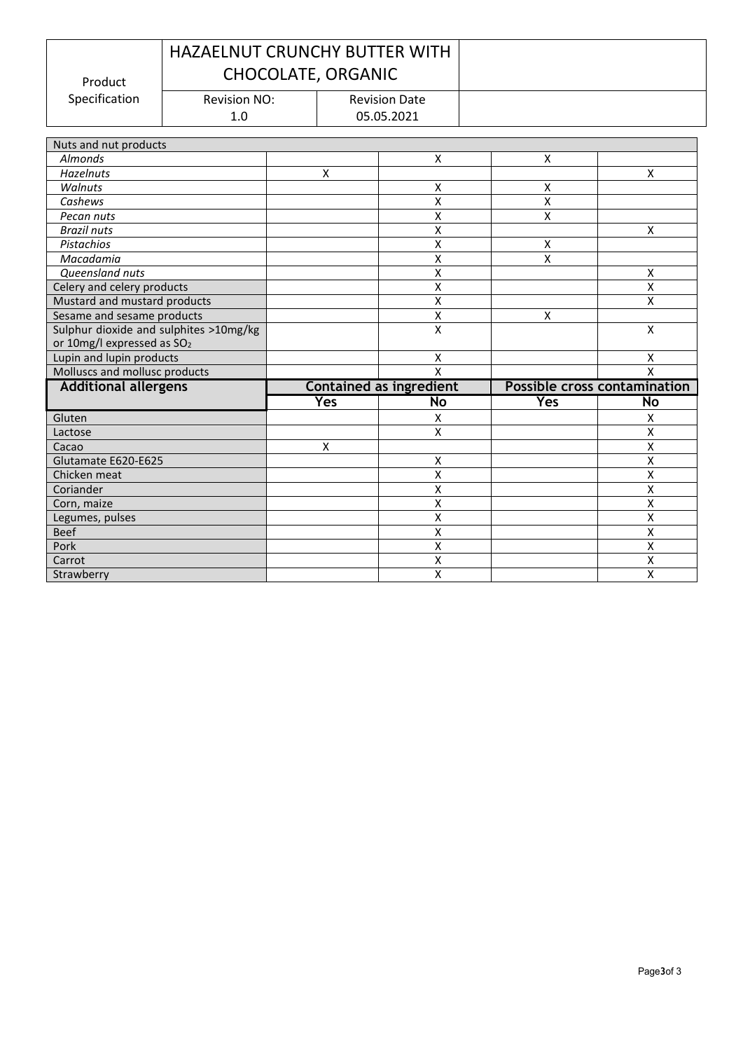| Product Specification | HAZAELNUT CRUNCHY BUTTER WITH CHOCOLATE, ORGANIC | | |
|---|---|---|---|
| | Revision NO: 1.0 | Revision Date 05.05.2021 | |

| | | | | |
|---|---|---|---|---|
| Nuts and nut products | | | | |
| *Almonds* | | X | X | |
| *Hazelnuts* | X | | | X |
| *Walnuts* | | X | X | |
| *Cashews* | | X | X | |
| *Pecan nuts* | | X | X | |
| *Brazil nuts* | | X | | X |
| *Pistachios* | | X | X | |
| *Macadamia* | | X | X | |
| *Queensland nuts* | | X | | X |
| Celery and celery products | | X | | X |
| Mustard and mustard products | | X | | X |
| Sesame and sesame products | | X | X | |
| Sulphur dioxide and sulphites >10mg/kg or 10mg/l expressed as $SO_2$ | | X | | X |
| Lupin and lupin products | | X | | X |
| Molluscs and mollusc products | | X | | X |
| **Additional allergens** | **Contained as ingredient** | | **Possible cross contamination** | |
| | **Yes** | **No** | **Yes** | **No** |
| Gluten | | X | | X |
| Lactose | | X | | X |
| Cacao | X | | | X |
| Glutamate E620-E625 | | X | | X |
| Chicken meat | | X | | X |
| Coriander | | X | | X |
| Corn, maize | | X | | X |
| Legumes, pulses | | X | | X |
| Beef | | X | | X |
| Pork | | X | | X |
| Carrot | | X | | X |
| Strawberry | | X | | X |